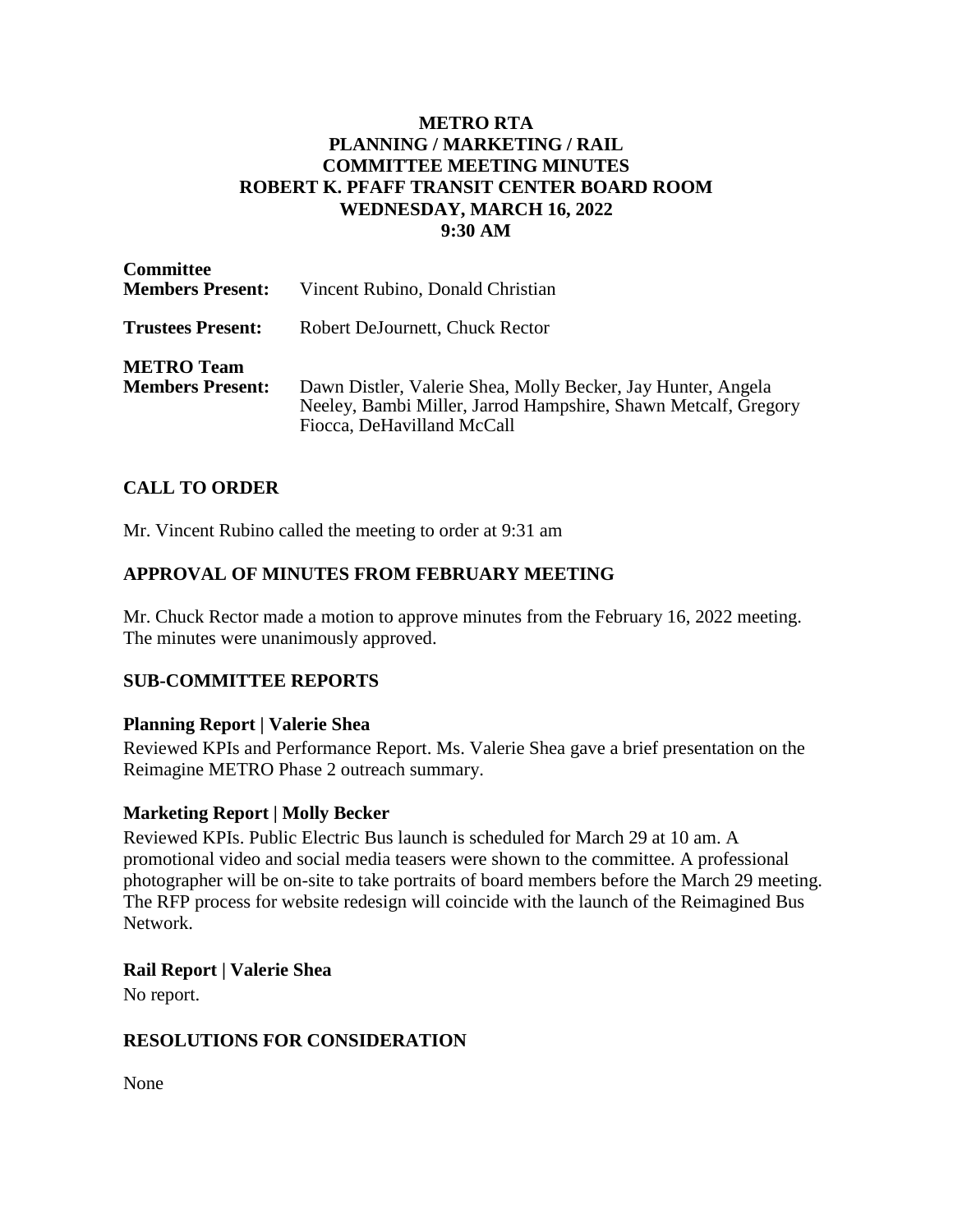# METRO RTA
# PLANNING / MARKETING / RAIL
# COMMITTEE MEETING MINUTES
# ROBERT K. PFAFF TRANSIT CENTER BOARD ROOM
# WEDNESDAY, MARCH 16, 2022
# 9:30 AM

**Committee Members Present:** Vincent Rubino, Donald Christian

**Trustees Present:** Robert DeJournett, Chuck Rector

**METRO Team Members Present:** Dawn Distler, Valerie Shea, Molly Becker, Jay Hunter, Angela Neeley, Bambi Miller, Jarrod Hampshire, Shawn Metcalf, Gregory Fiocca, DeHavilland McCall

## CALL TO ORDER

Mr. Vincent Rubino called the meeting to order at 9:31 am

## APPROVAL OF MINUTES FROM FEBRUARY MEETING

Mr. Chuck Rector made a motion to approve minutes from the February 16, 2022 meeting. The minutes were unanimously approved.

## SUB-COMMITTEE REPORTS

### Planning Report | Valerie Shea

Reviewed KPIs and Performance Report. Ms. Valerie Shea gave a brief presentation on the Reimagine METRO Phase 2 outreach summary.

### Marketing Report | Molly Becker

Reviewed KPIs. Public Electric Bus launch is scheduled for March 29 at 10 am. A promotional video and social media teasers were shown to the committee. A professional photographer will be on-site to take portraits of board members before the March 29 meeting. The RFP process for website redesign will coincide with the launch of the Reimagined Bus Network.

### Rail Report | Valerie Shea

No report.

## RESOLUTIONS FOR CONSIDERATION

None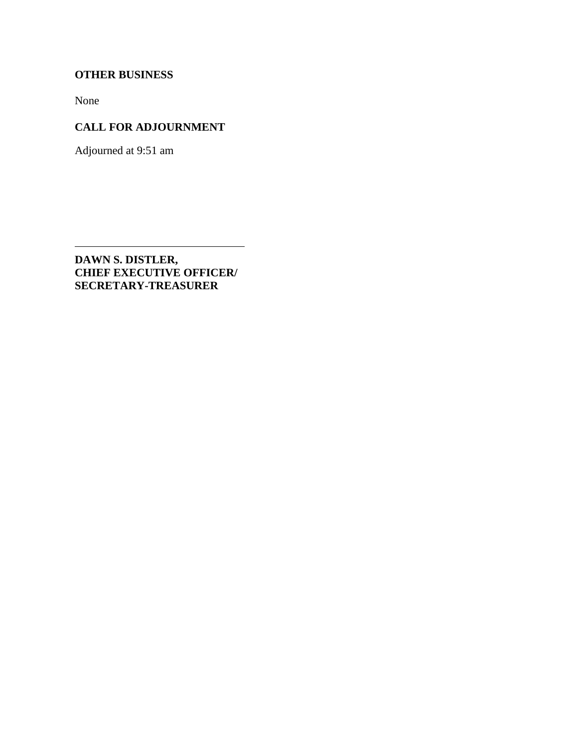**OTHER BUSINESS**

None

**CALL FOR ADJOURNMENT**

Adjourned at 9:51 am

\_\_\_\_\_\_\_\_\_\_\_\_\_\_\_\_\_\_\_\_\_\_\_\_\_\_\_\_\_\_\_\_\_\_

**DAWN S. DISTLER,**
**CHIEF EXECUTIVE OFFICER/**
**SECRETARY-TREASURER**